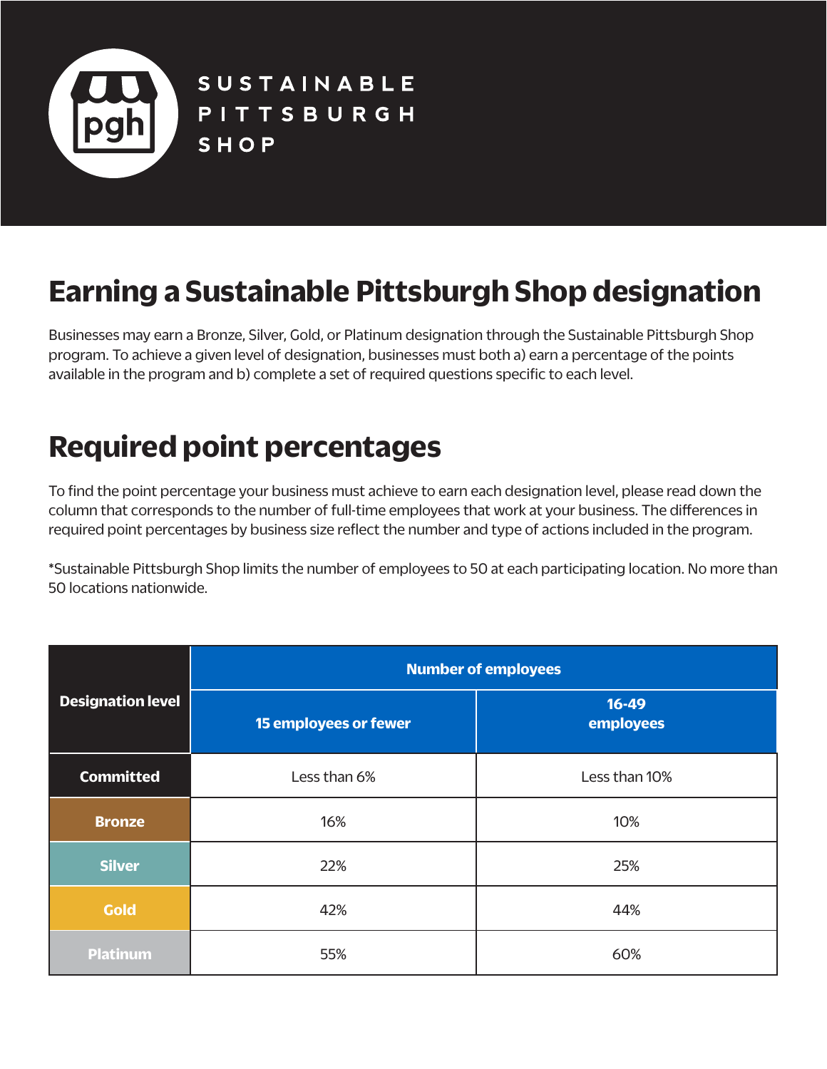SUSTAINABLE PITTSBURGH SHOP

# Earning a Sustainable Pittsburgh Shop designation

Businesses may earn a Bronze, Silver, Gold, or Platinum designation through the Sustainable Pittsburgh Shop program. To achieve a given level of designation, businesses must both a) earn a percentage of the points available in the program and b) complete a set of required questions specific to each level.

# Required point percentages

To find the point percentage your business must achieve to earn each designation level, please read down the column that corresponds to the number of full-time employees that work at your business. The differences in required point percentages by business size reflect the number and type of actions included in the program.

*Sustainable Pittsburgh Shop limits the number of employees to 50 at each participating location. No more than 50 locations nationwide.

| Designation level | Number of employees | |
|---|---|---|
| | 15 employees or fewer | 16-49 employees |
| Committed | Less than 6% | Less than 10% |
| Bronze | 16% | 10% |
| Silver | 22% | 25% |
| Gold | 42% | 44% |
| Platinum | 55% | 60% |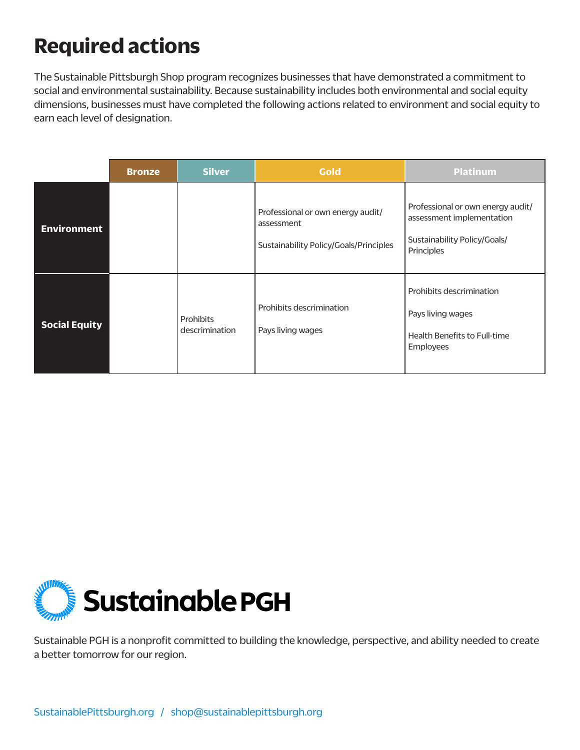# Required actions

The Sustainable Pittsburgh Shop program recognizes businesses that have demonstrated a commitment to social and environmental sustainability. Because sustainability includes both environmental and social equity dimensions, businesses must have completed the following actions related to environment and social equity to earn each level of designation.

| | Bronze | Silver | Gold | Platinum |
|---|---|---|---|---|
| **Environment** | | | Professional or own energy audit/ assessment<br><br>Sustainability Policy/Goals/Principles | Professional or own energy audit/ assessment implementation<br><br>Sustainability Policy/Goals/ Principles |
| **Social Equity** | | Prohibits descrimination | Prohibits descrimination<br><br>Pays living wages | Prohibits descrimination<br><br>Pays living wages<br><br>Health Benefits to Full-time Employees |

**Sustainable PGH**

Sustainable PGH is a nonprofit committed to building the knowledge, perspective, and ability needed to create a better tomorrow for our region.

SustainablePittsburgh.org / shop@sustainablepittsburgh.org